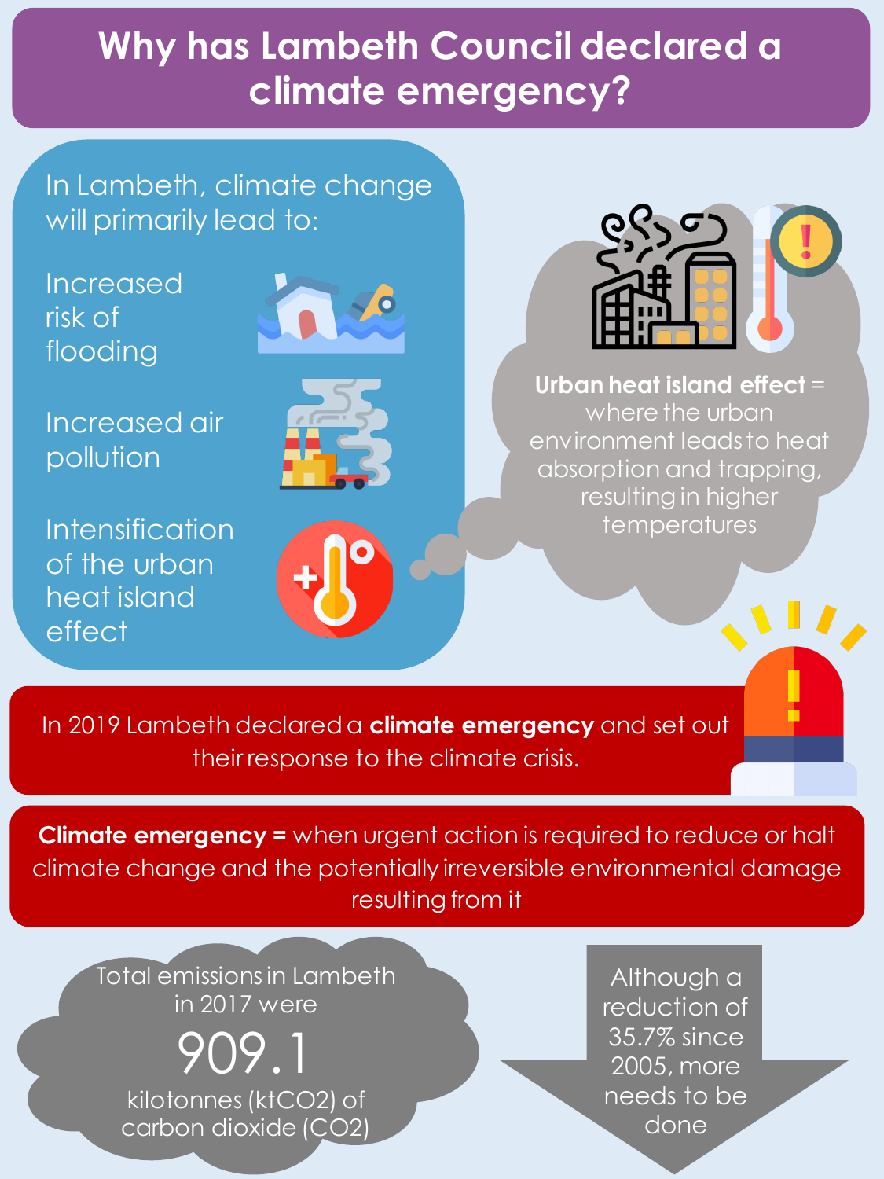# Why has Lambeth Council declared a climate emergency?

In Lambeth, climate change will primarily lead to:

- Increased risk of flooding
- Increased air pollution
- Intensification of the urban heat island effect

**Urban heat island effect** = where the urban environment leads to heat absorption and trapping, resulting in higher temperatures

In 2019 Lambeth declared a **climate emergency** and set out their response to the climate crisis.

**Climate emergency =** when urgent action is required to reduce or halt climate change and the potentially irreversible environmental damage resulting from it

Total emissions in Lambeth in 2017 were

909.1

kilotonnes ($ktCO_2$) of carbon dioxide ($CO_2$)

Although a reduction of 35.7% since 2005, more needs to be done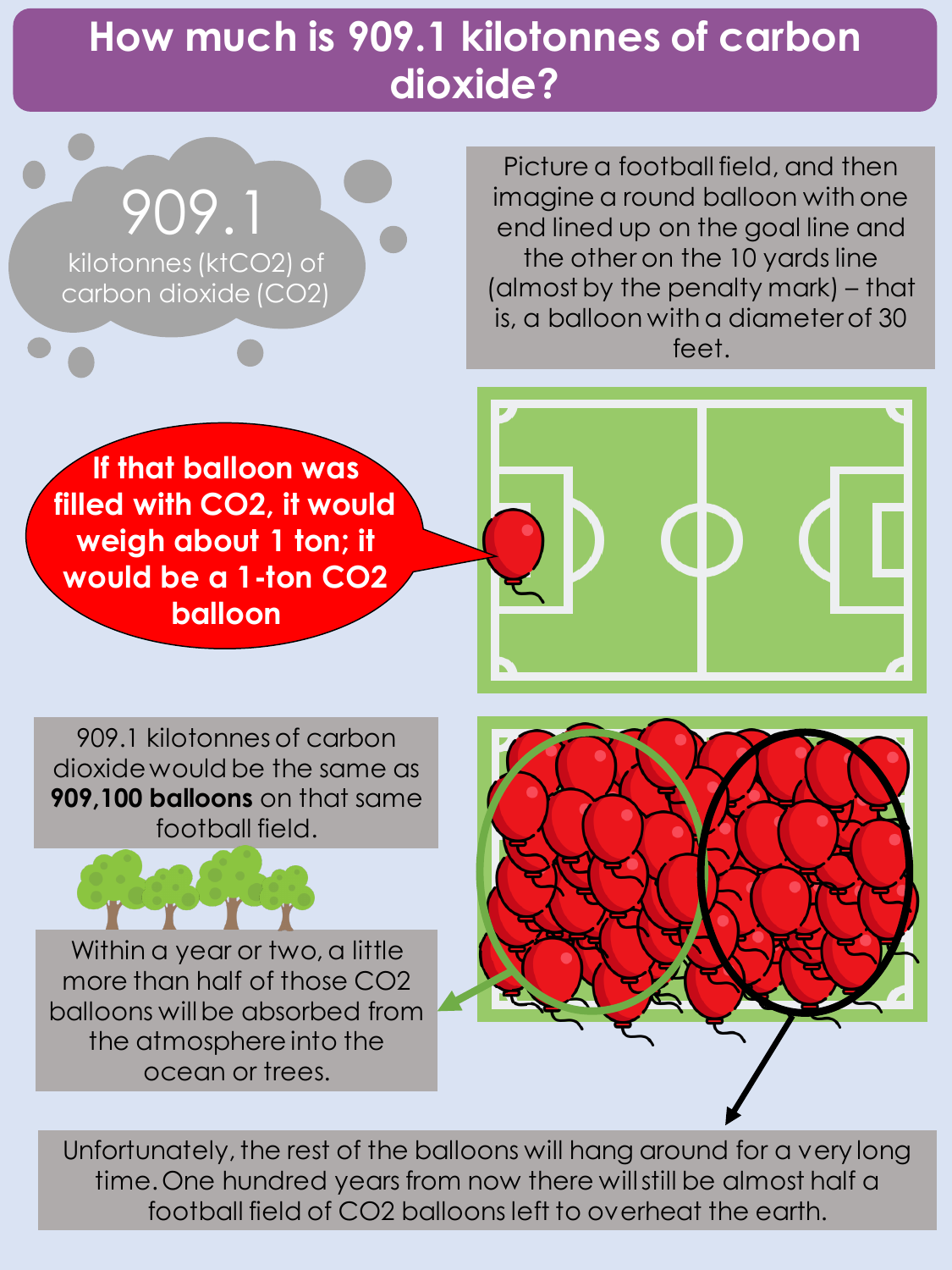# How much is 909.1 kilotonnes of carbon dioxide?

909.1

kilotonnes (kt$CO_2$) of carbon dioxide ($CO_2$)

Picture a football field, and then imagine a round balloon with one end lined up on the goal line and the other on the 10 yards line (almost by the penalty mark) – that is, a balloon with a diameter of 30 feet.

**If that balloon was filled with $CO_2$, it would weigh about 1 ton; it would be a 1-ton $CO_2$ balloon**

909.1 kilotonnes of carbon dioxide would be the same as **909,100 balloons** on that same football field.

Within a year or two, a little more than half of those $CO_2$ balloons will be absorbed from the atmosphere into the ocean or trees.

Unfortunately, the rest of the balloons will hang around for a very long time. One hundred years from now there will still be almost half a football field of $CO_2$ balloons left to overheat the earth.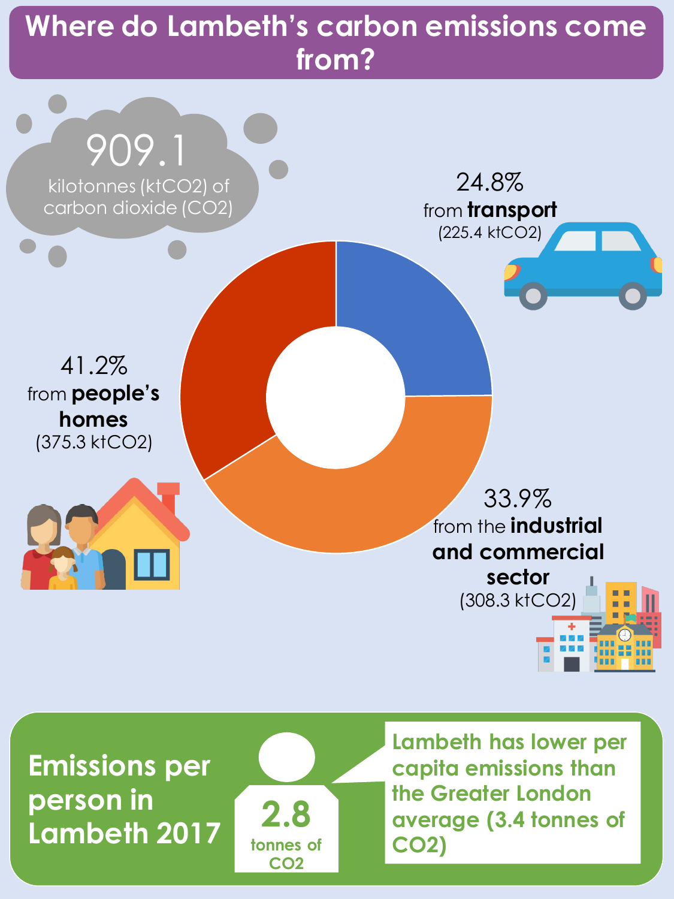# Where do Lambeth's carbon emissions come from?

909.1 kilotonnes ($ktCO_2$) of carbon dioxide ($CO_2$)

24.8% from **transport** (225.4 $ktCO_2$)

41.2% from **people's homes** (375.3 $ktCO_2$)

33.9% from the **industrial and commercial sector** (308.3 $ktCO_2$)

## Emissions per person in Lambeth 2017

**2.8** tonnes of $CO_2$

Lambeth has lower per capita emissions than the Greater London average (3.4 tonnes of $CO_2$)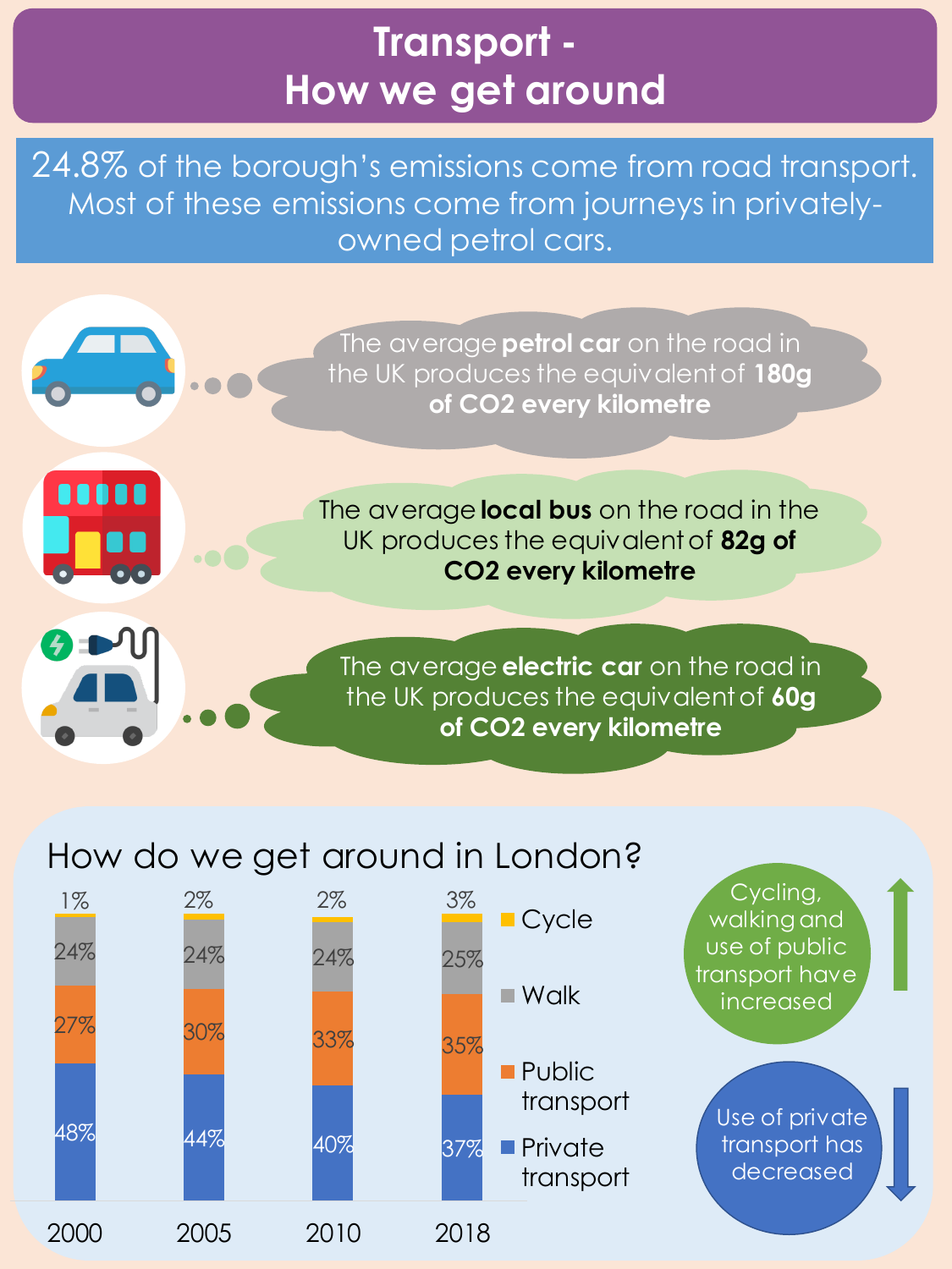# Transport - How we get around

24.8% of the borough's emissions come from road transport. Most of these emissions come from journeys in privately-owned petrol cars.

The average **petrol car** on the road in the UK produces the equivalent of **180g of $CO_2$ every kilometre**

The average **local bus** on the road in the UK produces the equivalent of **82g of $CO_2$ every kilometre**

The average **electric car** on the road in the UK produces the equivalent of **60g of $CO_2$ every kilometre**

## How do we get around in London?

| | 2000 | 2005 | 2010 | 2018 |
|---|---|---|---|---|
| Cycle | 1% | 2% | 2% | 3% |
| Walk | 24% | 24% | 24% | 25% |
| Public transport | 27% | 30% | 33% | 35% |
| Private transport | 48% | 44% | 40% | 37% |

Cycling, walking and use of public transport have increased

Use of private transport has decreased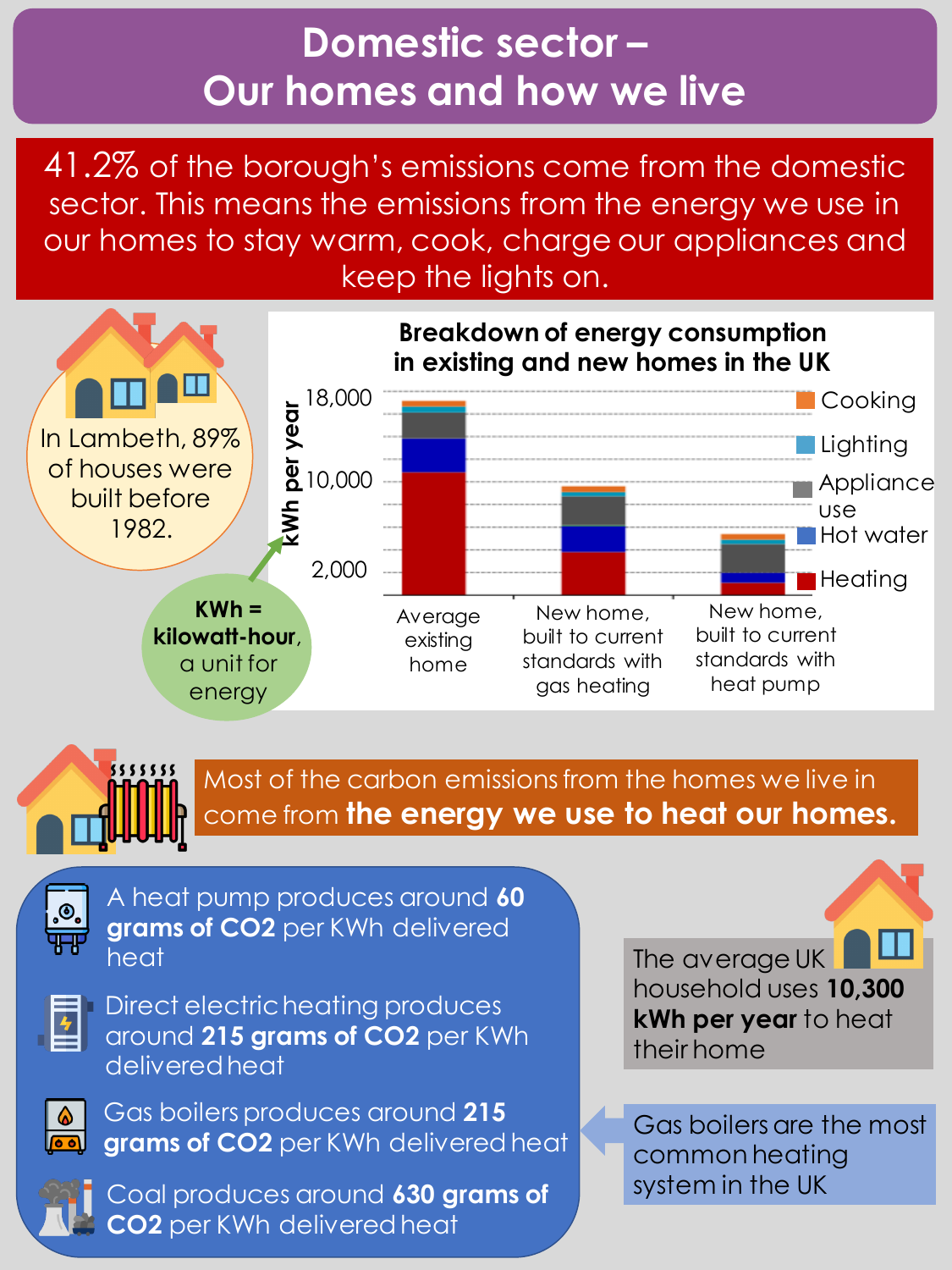# Domestic sector – Our homes and how we live

41.2% of the borough's emissions come from the domestic sector. This means the emissions from the energy we use in our homes to stay warm, cook, charge our appliances and keep the lights on.

In Lambeth, 89% of houses were built before 1982.

**Breakdown of energy consumption in existing and new homes in the UK**

kWh per year: 18,000; 10,000; 2,000

Legend: Cooking, Lighting, Appliance use, Hot water, Heating

Categories: Average existing home; New home, built to current standards with gas heating; New home, built to current standards with heat pump

**KWh = kilowatt-hour**, a unit for energy

Most of the carbon emissions from the homes we live in come from **the energy we use to heat our homes.**

- A heat pump produces around **60 grams of $CO_2$** per KWh delivered heat
- Direct electric heating produces around **215 grams of $CO_2$** per KWh delivered heat
- Gas boilers produces around **215 grams of $CO_2$** per KWh delivered heat
- Coal produces around **630 grams of $CO_2$** per KWh delivered heat

The average UK household uses **10,300 kWh per year** to heat their home

Gas boilers are the most common heating system in the UK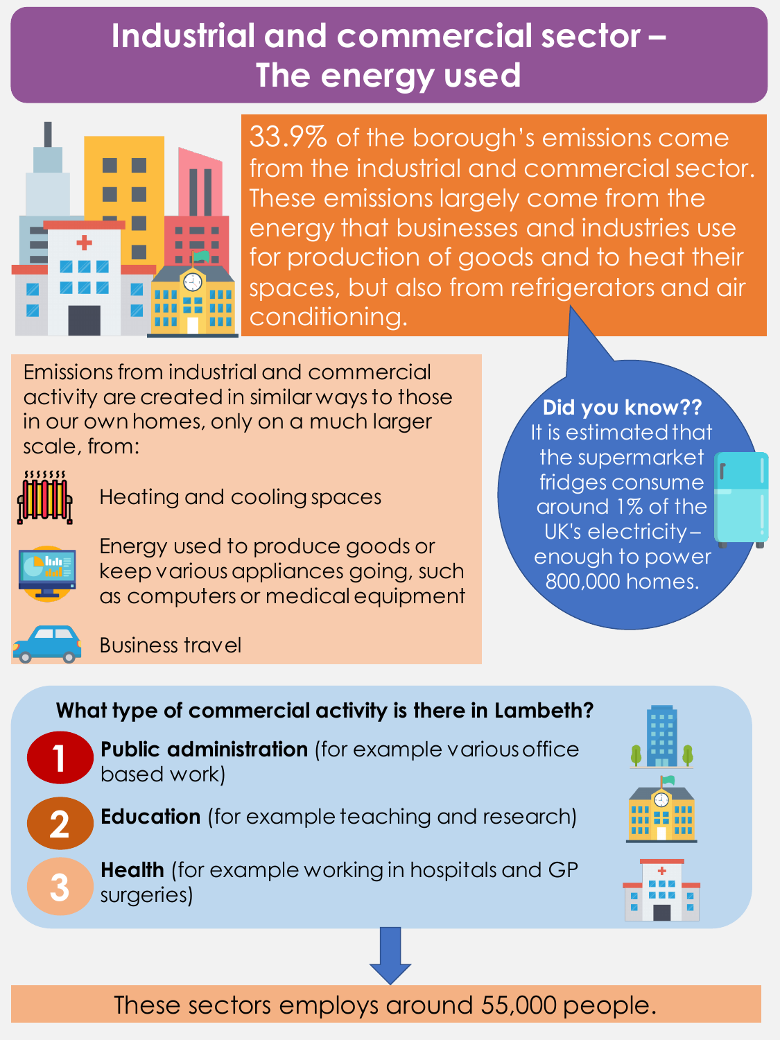# Industrial and commercial sector – The energy used

33.9% of the borough's emissions come from the industrial and commercial sector. These emissions largely come from the energy that businesses and industries use for production of goods and to heat their spaces, but also from refrigerators and air conditioning.

Emissions from industrial and commercial activity are created in similar ways to those in our own homes, only on a much larger scale, from:

- Heating and cooling spaces
- Energy used to produce goods or keep various appliances going, such as computers or medical equipment
- Business travel

**Did you know??**
It is estimated that the supermarket fridges consume around 1% of the UK's electricity – enough to power 800,000 homes.

**What type of commercial activity is there in Lambeth?**

1. **Public administration** (for example various office based work)
2. **Education** (for example teaching and research)
3. **Health** (for example working in hospitals and GP surgeries)

These sectors employs around 55,000 people.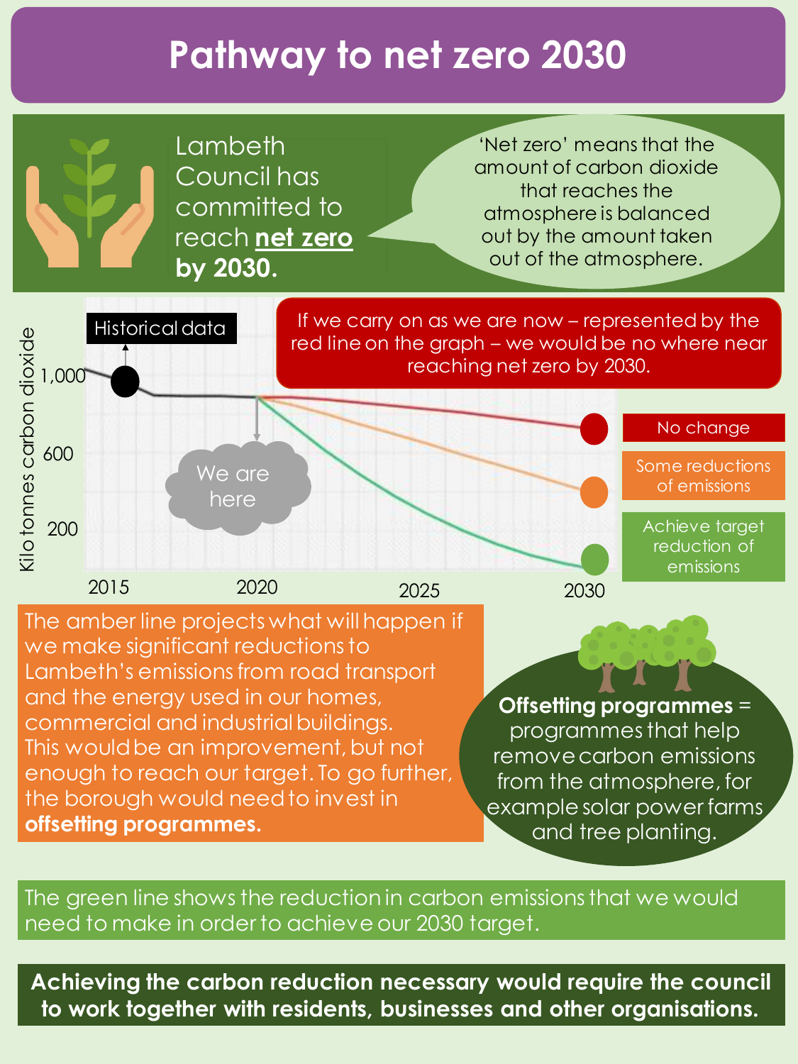# Pathway to net zero 2030

Lambeth Council has committed to reach **net zero by 2030.**

'Net zero' means that the amount of carbon dioxide that reaches the atmosphere is balanced out by the amount taken out of the atmosphere.

Historical data

We are here

Kilo tonnes carbon dioxide

1,000

600

200

2015 2020 2025 2030

If we carry on as we are now – represented by the red line on the graph – we would be no where near reaching net zero by 2030.

- No change
- Some reductions of emissions
- Achieve target reduction of emissions

The amber line projects what will happen if we make significant reductions to Lambeth's emissions from road transport and the energy used in our homes, commercial and industrial buildings. This would be an improvement, but not enough to reach our target. To go further, the borough would need to invest in **offsetting programmes.**

**Offsetting programmes** = programmes that help remove carbon emissions from the atmosphere, for example solar power farms and tree planting.

The green line shows the reduction in carbon emissions that we would need to make in order to achieve our 2030 target.

**Achieving the carbon reduction necessary would require the council to work together with residents, businesses and other organisations.**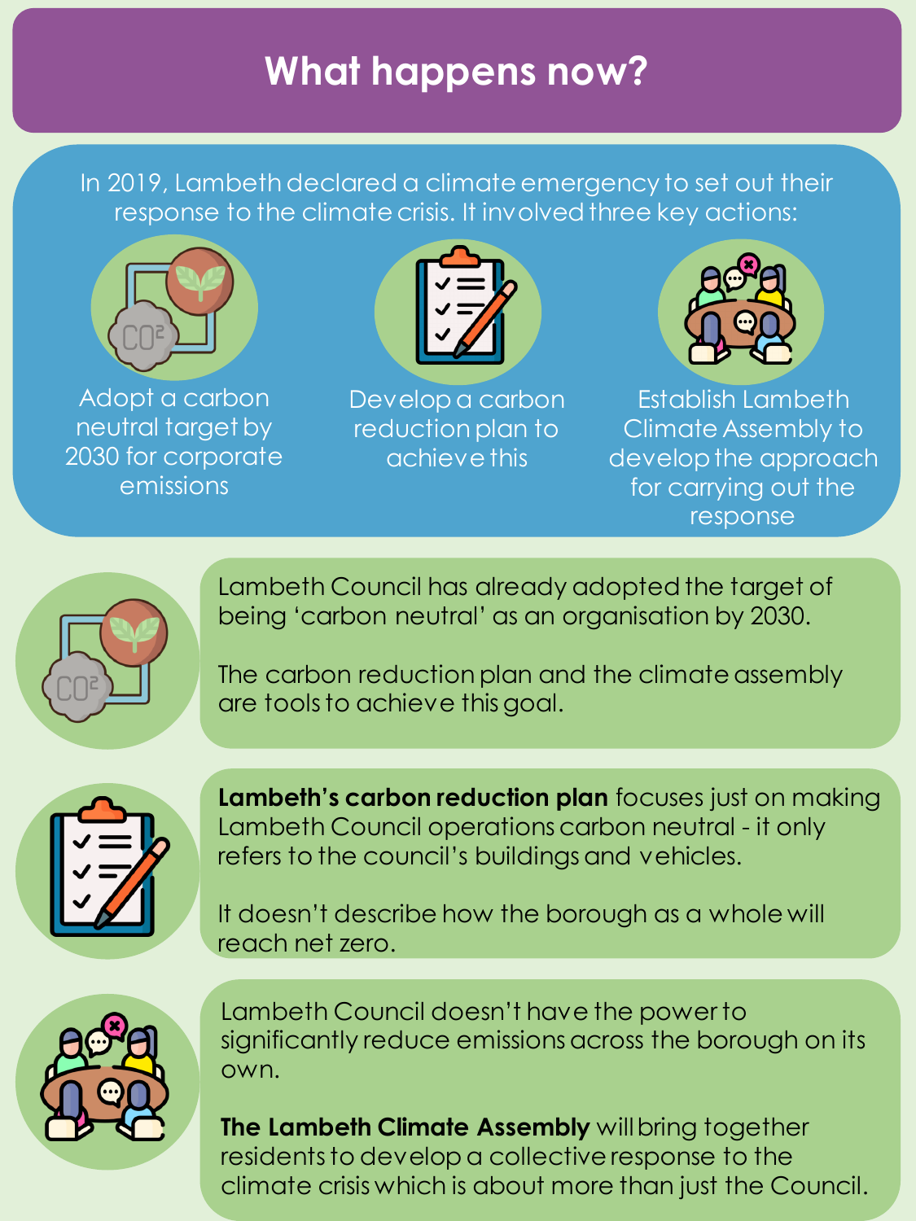# What happens now?

In 2019, Lambeth declared a climate emergency to set out their response to the climate crisis. It involved three key actions:

- Adopt a carbon neutral target by 2030 for corporate emissions
- Develop a carbon reduction plan to achieve this
- Establish Lambeth Climate Assembly to develop the approach for carrying out the response

Lambeth Council has already adopted the target of being 'carbon neutral' as an organisation by 2030.

The carbon reduction plan and the climate assembly are tools to achieve this goal.

**Lambeth's carbon reduction plan** focuses just on making Lambeth Council operations carbon neutral - it only refers to the council's buildings and vehicles.

It doesn't describe how the borough as a whole will reach net zero.

Lambeth Council doesn't have the power to significantly reduce emissions across the borough on its own.

**The Lambeth Climate Assembly** will bring together residents to develop a collective response to the climate crisis which is about more than just the Council.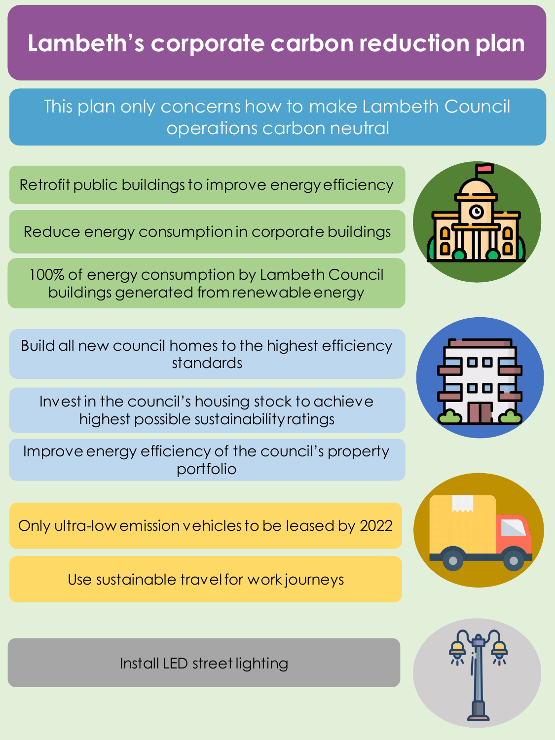# Lambeth's corporate carbon reduction plan

This plan only concerns how to make Lambeth Council operations carbon neutral

- Retrofit public buildings to improve energy efficiency
- Reduce energy consumption in corporate buildings
- 100% of energy consumption by Lambeth Council buildings generated from renewable energy

- Build all new council homes to the highest efficiency standards
- Invest in the council's housing stock to achieve highest possible sustainability ratings
- Improve energy efficiency of the council's property portfolio

- Only ultra-low emission vehicles to be leased by 2022
- Use sustainable travel for work journeys

- Install LED street lighting